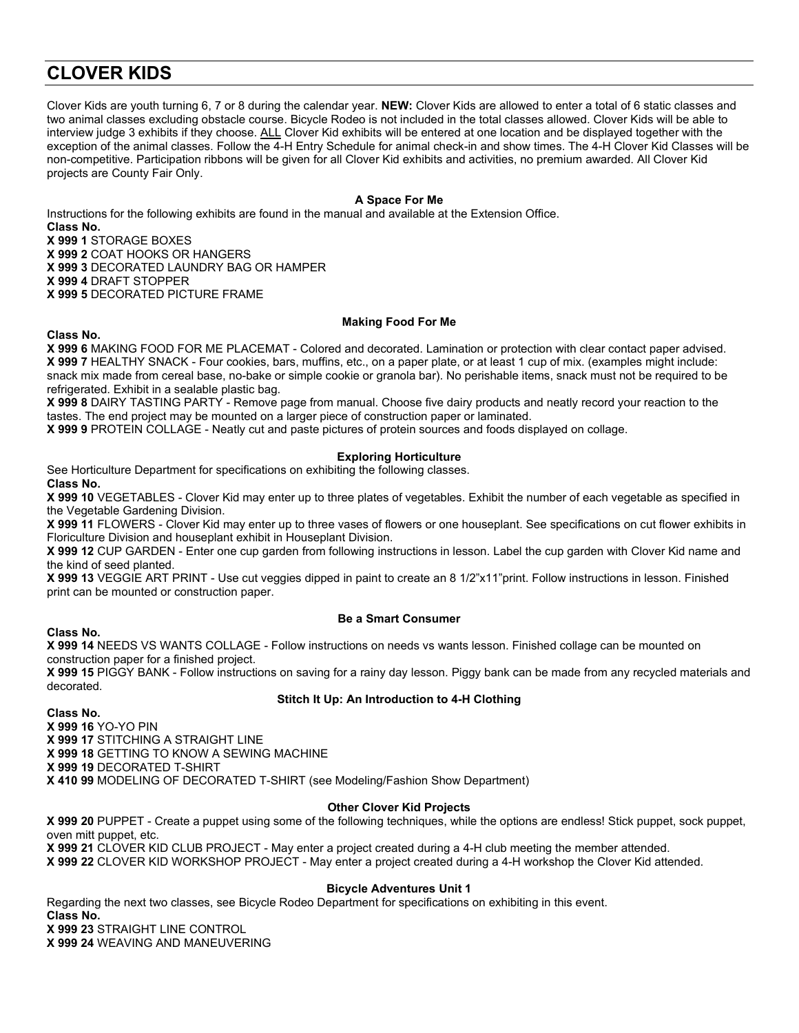# CLOVER KIDS

Clover Kids are youth turning 6, 7 or 8 during the calendar year. **NEW:** Clover Kids are allowed to enter a total of 6 static classes and two animal classes excluding obstacle course. Bicycle Rodeo is not included in the total classes allowed. Clover Kids will be able to interview judge 3 exhibits if they choose. ALL Clover Kid exhibits will be entered at one location and be displayed together with the exception of the animal classes. Follow the 4-H Entry Schedule for animal check-in and show times. The 4-H Clover Kid Classes will be non-competitive. Participation ribbons will be given for all Clover Kid exhibits and activities, no premium awarded. All Clover Kid projects are County Fair Only.

### A Space For Me

Instructions for the following exhibits are found in the manual and available at the Extension Office.

**Class No.**

**X 999 1** STORAGE BOXES
**X 999 2** COAT HOOKS OR HANGERS
**X 999 3** DECORATED LAUNDRY BAG OR HAMPER
**X 999 4** DRAFT STOPPER
**X 999 5** DECORATED PICTURE FRAME

### Making Food For Me

**Class No.**

**X 999 6** MAKING FOOD FOR ME PLACEMAT - Colored and decorated. Lamination or protection with clear contact paper advised.
**X 999 7** HEALTHY SNACK - Four cookies, bars, muffins, etc., on a paper plate, or at least 1 cup of mix. (examples might include: snack mix made from cereal base, no-bake or simple cookie or granola bar). No perishable items, snack must not be required to be refrigerated. Exhibit in a sealable plastic bag.
**X 999 8** DAIRY TASTING PARTY - Remove page from manual. Choose five dairy products and neatly record your reaction to the tastes. The end project may be mounted on a larger piece of construction paper or laminated.
**X 999 9** PROTEIN COLLAGE - Neatly cut and paste pictures of protein sources and foods displayed on collage.

### Exploring Horticulture

See Horticulture Department for specifications on exhibiting the following classes.

**Class No.**

**X 999 10** VEGETABLES - Clover Kid may enter up to three plates of vegetables. Exhibit the number of each vegetable as specified in the Vegetable Gardening Division.
**X 999 11** FLOWERS - Clover Kid may enter up to three vases of flowers or one houseplant. See specifications on cut flower exhibits in Floriculture Division and houseplant exhibit in Houseplant Division.
**X 999 12** CUP GARDEN - Enter one cup garden from following instructions in lesson. Label the cup garden with Clover Kid name and the kind of seed planted.
**X 999 13** VEGGIE ART PRINT - Use cut veggies dipped in paint to create an 8 1/2"x11"print. Follow instructions in lesson. Finished print can be mounted or construction paper.

### Be a Smart Consumer

**Class No.**

**X 999 14** NEEDS VS WANTS COLLAGE - Follow instructions on needs vs wants lesson. Finished collage can be mounted on construction paper for a finished project.
**X 999 15** PIGGY BANK - Follow instructions on saving for a rainy day lesson. Piggy bank can be made from any recycled materials and decorated.

### Stitch It Up: An Introduction to 4-H Clothing

**Class No.**

**X 999 16** YO-YO PIN
**X 999 17** STITCHING A STRAIGHT LINE
**X 999 18** GETTING TO KNOW A SEWING MACHINE
**X 999 19** DECORATED T-SHIRT
**X 410 99** MODELING OF DECORATED T-SHIRT (see Modeling/Fashion Show Department)

### Other Clover Kid Projects

**X 999 20** PUPPET - Create a puppet using some of the following techniques, while the options are endless! Stick puppet, sock puppet, oven mitt puppet, etc.
**X 999 21** CLOVER KID CLUB PROJECT - May enter a project created during a 4-H club meeting the member attended.
**X 999 22** CLOVER KID WORKSHOP PROJECT - May enter a project created during a 4-H workshop the Clover Kid attended.

### Bicycle Adventures Unit 1

Regarding the next two classes, see Bicycle Rodeo Department for specifications on exhibiting in this event.

**Class No.**

**X 999 23** STRAIGHT LINE CONTROL
**X 999 24** WEAVING AND MANEUVERING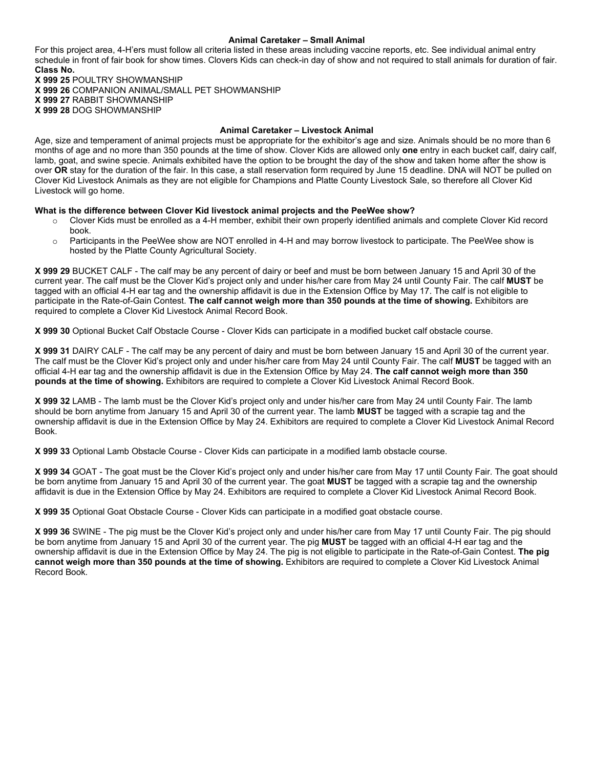### Animal Caretaker – Small Animal

For this project area, 4-H'ers must follow all criteria listed in these areas including vaccine reports, etc. See individual animal entry schedule in front of fair book for show times. Clovers Kids can check-in day of show and not required to stall animals for duration of fair.

**Class No.**

**X 999 25** POULTRY SHOWMANSHIP
**X 999 26** COMPANION ANIMAL/SMALL PET SHOWMANSHIP
**X 999 27** RABBIT SHOWMANSHIP
**X 999 28** DOG SHOWMANSHIP

### Animal Caretaker – Livestock Animal

Age, size and temperament of animal projects must be appropriate for the exhibitor's age and size. Animals should be no more than 6 months of age and no more than 350 pounds at the time of show. Clover Kids are allowed only **one** entry in each bucket calf, dairy calf, lamb, goat, and swine specie. Animals exhibited have the option to be brought the day of the show and taken home after the show is over **OR** stay for the duration of the fair. In this case, a stall reservation form required by June 15 deadline. DNA will NOT be pulled on Clover Kid Livestock Animals as they are not eligible for Champions and Platte County Livestock Sale, so therefore all Clover Kid Livestock will go home.

**What is the difference between Clover Kid livestock animal projects and the PeeWee show?**

- Clover Kids must be enrolled as a 4-H member, exhibit their own properly identified animals and complete Clover Kid record book.
- Participants in the PeeWee show are NOT enrolled in 4-H and may borrow livestock to participate. The PeeWee show is hosted by the Platte County Agricultural Society.

**X 999 29** BUCKET CALF - The calf may be any percent of dairy or beef and must be born between January 15 and April 30 of the current year. The calf must be the Clover Kid's project only and under his/her care from May 24 until County Fair. The calf **MUST** be tagged with an official 4-H ear tag and the ownership affidavit is due in the Extension Office by May 17. The calf is not eligible to participate in the Rate-of-Gain Contest. **The calf cannot weigh more than 350 pounds at the time of showing.** Exhibitors are required to complete a Clover Kid Livestock Animal Record Book.

**X 999 30** Optional Bucket Calf Obstacle Course - Clover Kids can participate in a modified bucket calf obstacle course.

**X 999 31** DAIRY CALF - The calf may be any percent of dairy and must be born between January 15 and April 30 of the current year. The calf must be the Clover Kid's project only and under his/her care from May 24 until County Fair. The calf **MUST** be tagged with an official 4-H ear tag and the ownership affidavit is due in the Extension Office by May 24. **The calf cannot weigh more than 350 pounds at the time of showing.** Exhibitors are required to complete a Clover Kid Livestock Animal Record Book.

**X 999 32** LAMB - The lamb must be the Clover Kid's project only and under his/her care from May 24 until County Fair. The lamb should be born anytime from January 15 and April 30 of the current year. The lamb **MUST** be tagged with a scrapie tag and the ownership affidavit is due in the Extension Office by May 24. Exhibitors are required to complete a Clover Kid Livestock Animal Record Book.

**X 999 33** Optional Lamb Obstacle Course - Clover Kids can participate in a modified lamb obstacle course.

**X 999 34** GOAT - The goat must be the Clover Kid's project only and under his/her care from May 17 until County Fair. The goat should be born anytime from January 15 and April 30 of the current year. The goat **MUST** be tagged with a scrapie tag and the ownership affidavit is due in the Extension Office by May 24. Exhibitors are required to complete a Clover Kid Livestock Animal Record Book.

**X 999 35** Optional Goat Obstacle Course - Clover Kids can participate in a modified goat obstacle course.

**X 999 36** SWINE - The pig must be the Clover Kid's project only and under his/her care from May 17 until County Fair. The pig should be born anytime from January 15 and April 30 of the current year. The pig **MUST** be tagged with an official 4-H ear tag and the ownership affidavit is due in the Extension Office by May 24. The pig is not eligible to participate in the Rate-of-Gain Contest. **The pig cannot weigh more than 350 pounds at the time of showing.** Exhibitors are required to complete a Clover Kid Livestock Animal Record Book.